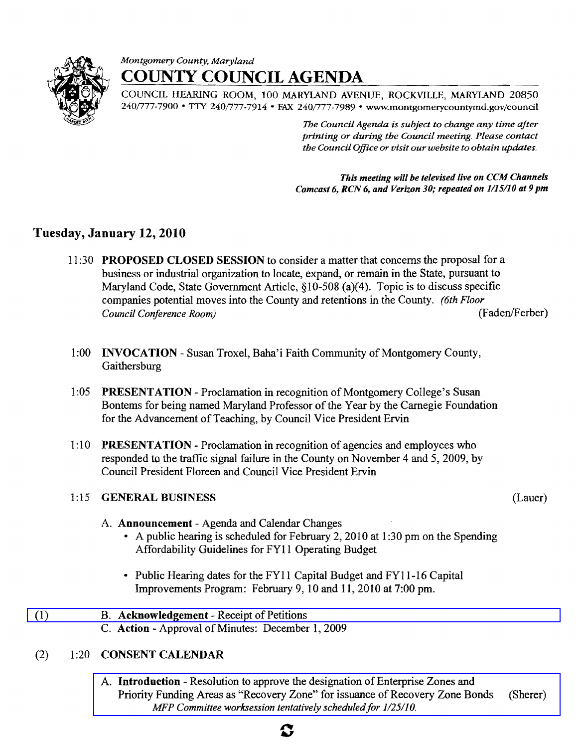*Montgomery County, Maryland*

# COUNTY COUNCIL AGENDA

COUNCIL HEARING ROOM, 100 MARYLAND AVENUE, ROCKVILLE, MARYLAND 20850
240/777-7900 • TTY 240/777-7914 • FAX 240/777-7989 • www.montgomerycountymd.gov/council

*The Council Agenda is subject to change any time after printing or during the Council meeting. Please contact the Council Office or visit our website to obtain updates.*

***This meeting will be televised live on CCM Channels Comcast 6, RCN 6, and Verizon 30; repeated on 1/15/10 at 9 pm***

## Tuesday, January 12, 2010

11:30 **PROPOSED CLOSED SESSION** to consider a matter that concerns the proposal for a business or industrial organization to locate, expand, or remain in the State, pursuant to Maryland Code, State Government Article, §10-508 (a)(4). Topic is to discuss specific companies potential moves into the County and retentions in the County. *(6th Floor Council Conference Room)* (Faden/Ferber)

1:00 **INVOCATION** - Susan Troxel, Baha'i Faith Community of Montgomery County, Gaithersburg

1:05 **PRESENTATION** - Proclamation in recognition of Montgomery College's Susan Bontems for being named Maryland Professor of the Year by the Carnegie Foundation for the Advancement of Teaching, by Council Vice President Ervin

1:10 **PRESENTATION** - Proclamation in recognition of agencies and employees who responded to the traffic signal failure in the County on November 4 and 5, 2009, by Council President Floreen and Council Vice President Ervin

1:15 **GENERAL BUSINESS** (Lauer)

A. **Announcement** - Agenda and Calendar Changes
- A public hearing is scheduled for February 2, 2010 at 1:30 pm on the Spending Affordability Guidelines for FY11 Operating Budget
- Public Hearing dates for the FY11 Capital Budget and FY11-16 Capital Improvements Program: February 9, 10 and 11, 2010 at 7:00 pm.

(1) B. **Acknowledgement** - Receipt of Petitions

C. **Action** - Approval of Minutes: December 1, 2009

(2) 1:20 **CONSENT CALENDAR**

A. **Introduction** - Resolution to approve the designation of Enterprise Zones and Priority Funding Areas as "Recovery Zone" for issuance of Recovery Zone Bonds (Sherer)
*MFP Committee worksession tentatively scheduled for 1/25/10.*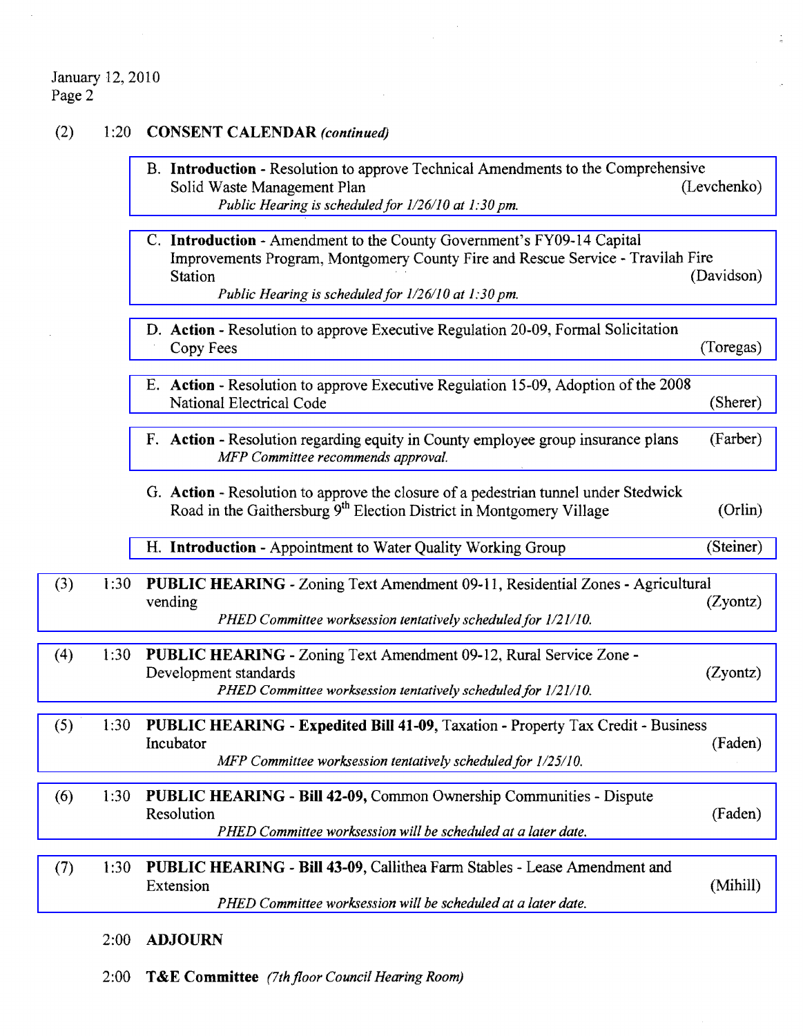January 12, 2010
Page 2

(2) 1:20 **CONSENT CALENDAR** ***(continued)***

B. **Introduction** - Resolution to approve Technical Amendments to the Comprehensive Solid Waste Management Plan (Levchenko)
*Public Hearing is scheduled for 1/26/10 at 1:30 pm.*

C. **Introduction** - Amendment to the County Government's FY09-14 Capital Improvements Program, Montgomery County Fire and Rescue Service - Travilah Fire Station (Davidson)
*Public Hearing is scheduled for 1/26/10 at 1:30 pm.*

D. **Action** - Resolution to approve Executive Regulation 20-09, Formal Solicitation Copy Fees (Toregas)

E. **Action** - Resolution to approve Executive Regulation 15-09, Adoption of the 2008 National Electrical Code (Sherer)

F. **Action** - Resolution regarding equity in County employee group insurance plans (Farber)
*MFP Committee recommends approval.*

G. **Action** - Resolution to approve the closure of a pedestrian tunnel under Stedwick Road in the Gaithersburg 9th Election District in Montgomery Village (Orlin)

H. **Introduction** - Appointment to Water Quality Working Group (Steiner)

(3) 1:30 **PUBLIC HEARING** - Zoning Text Amendment 09-11, Residential Zones - Agricultural vending (Zyontz)
*PHED Committee worksession tentatively scheduled for 1/21/10.*

(4) 1:30 **PUBLIC HEARING** - Zoning Text Amendment 09-12, Rural Service Zone - Development standards (Zyontz)
*PHED Committee worksession tentatively scheduled for 1/21/10.*

(5) 1:30 **PUBLIC HEARING - Expedited Bill 41-09,** Taxation - Property Tax Credit - Business Incubator (Faden)
*MFP Committee worksession tentatively scheduled for 1/25/10.*

(6) 1:30 **PUBLIC HEARING - Bill 42-09,** Common Ownership Communities - Dispute Resolution (Faden)
*PHED Committee worksession will be scheduled at a later date.*

(7) 1:30 **PUBLIC HEARING - Bill 43-09,** Callithea Farm Stables - Lease Amendment and Extension (Mihill)
*PHED Committee worksession will be scheduled at a later date.*

2:00 **ADJOURN**

2:00 **T&E Committee** *(7th floor Council Hearing Room)*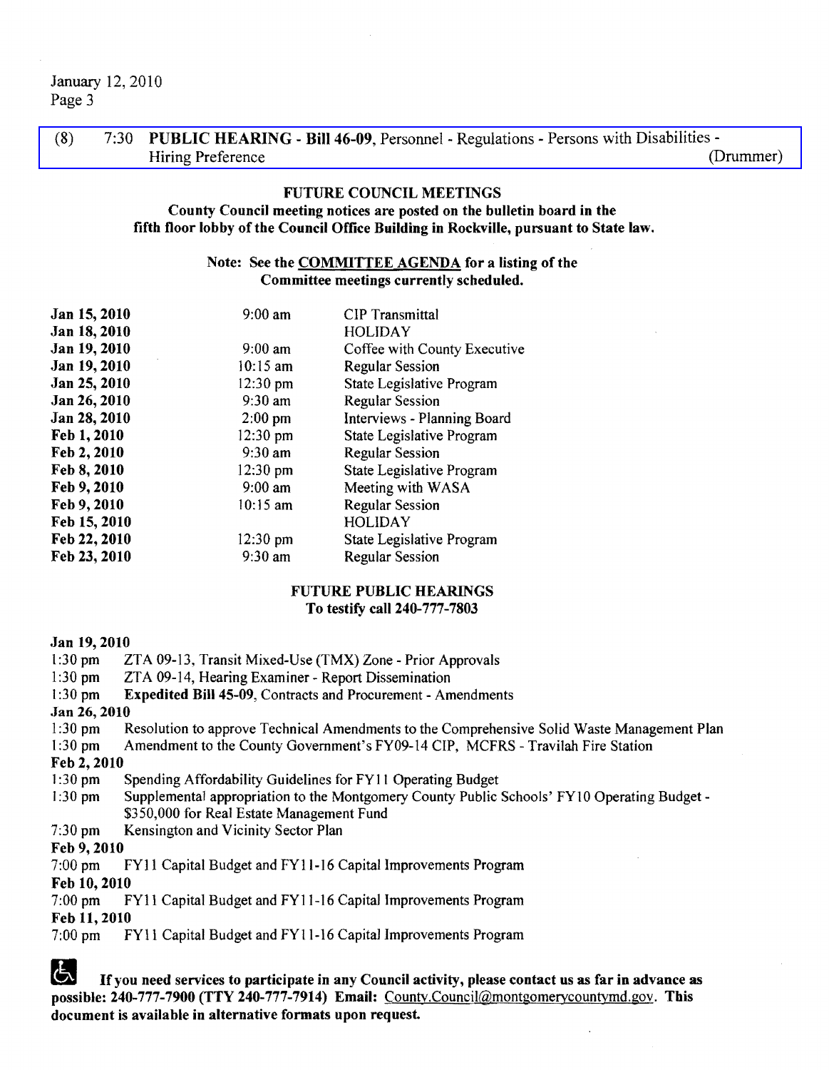(8) 7:30 **PUBLIC HEARING - Bill 46-09**, Personnel - Regulations - Persons with Disabilities - Hiring Preference (Drummer)

## FUTURE COUNCIL MEETINGS

**County Council meeting notices are posted on the bulletin board in the fifth floor lobby of the Council Office Building in Rockville, pursuant to State law.**

**Note: See the COMMITTEE AGENDA for a listing of the Committee meetings currently scheduled.**

| | | |
|---|---|---|
| **Jan 15, 2010** | 9:00 am | CIP Transmittal |
| **Jan 18, 2010** | | HOLIDAY |
| **Jan 19, 2010** | 9:00 am | Coffee with County Executive |
| **Jan 19, 2010** | 10:15 am | Regular Session |
| **Jan 25, 2010** | 12:30 pm | State Legislative Program |
| **Jan 26, 2010** | 9:30 am | Regular Session |
| **Jan 28, 2010** | 2:00 pm | Interviews - Planning Board |
| **Feb 1, 2010** | 12:30 pm | State Legislative Program |
| **Feb 2, 2010** | 9:30 am | Regular Session |
| **Feb 8, 2010** | 12:30 pm | State Legislative Program |
| **Feb 9, 2010** | 9:00 am | Meeting with WASA |
| **Feb 9, 2010** | 10:15 am | Regular Session |
| **Feb 15, 2010** | | HOLIDAY |
| **Feb 22, 2010** | 12:30 pm | State Legislative Program |
| **Feb 23, 2010** | 9:30 am | Regular Session |

## FUTURE PUBLIC HEARINGS

**To testify call 240-777-7803**

**Jan 19, 2010**

1:30 pm ZTA 09-13, Transit Mixed-Use (TMX) Zone - Prior Approvals
1:30 pm ZTA 09-14, Hearing Examiner - Report Dissemination
1:30 pm **Expedited Bill 45-09**, Contracts and Procurement - Amendments

**Jan 26, 2010**

1:30 pm Resolution to approve Technical Amendments to the Comprehensive Solid Waste Management Plan
1:30 pm Amendment to the County Government's FY09-14 CIP, MCFRS - Travilah Fire Station

**Feb 2, 2010**

1:30 pm Spending Affordability Guidelines for FY11 Operating Budget
1:30 pm Supplemental appropriation to the Montgomery County Public Schools' FY10 Operating Budget - $350,000 for Real Estate Management Fund
7:30 pm Kensington and Vicinity Sector Plan

**Feb 9, 2010**

7:00 pm FY11 Capital Budget and FY11-16 Capital Improvements Program

**Feb 10, 2010**

7:00 pm FY11 Capital Budget and FY11-16 Capital Improvements Program

**Feb 11, 2010**

7:00 pm FY11 Capital Budget and FY11-16 Capital Improvements Program

**If you need services to participate in any Council activity, please contact us as far in advance as possible: 240-777-7900 (TTY 240-777-7914) Email:** County.Council@montgomerycountymd.gov. **This document is available in alternative formats upon request.**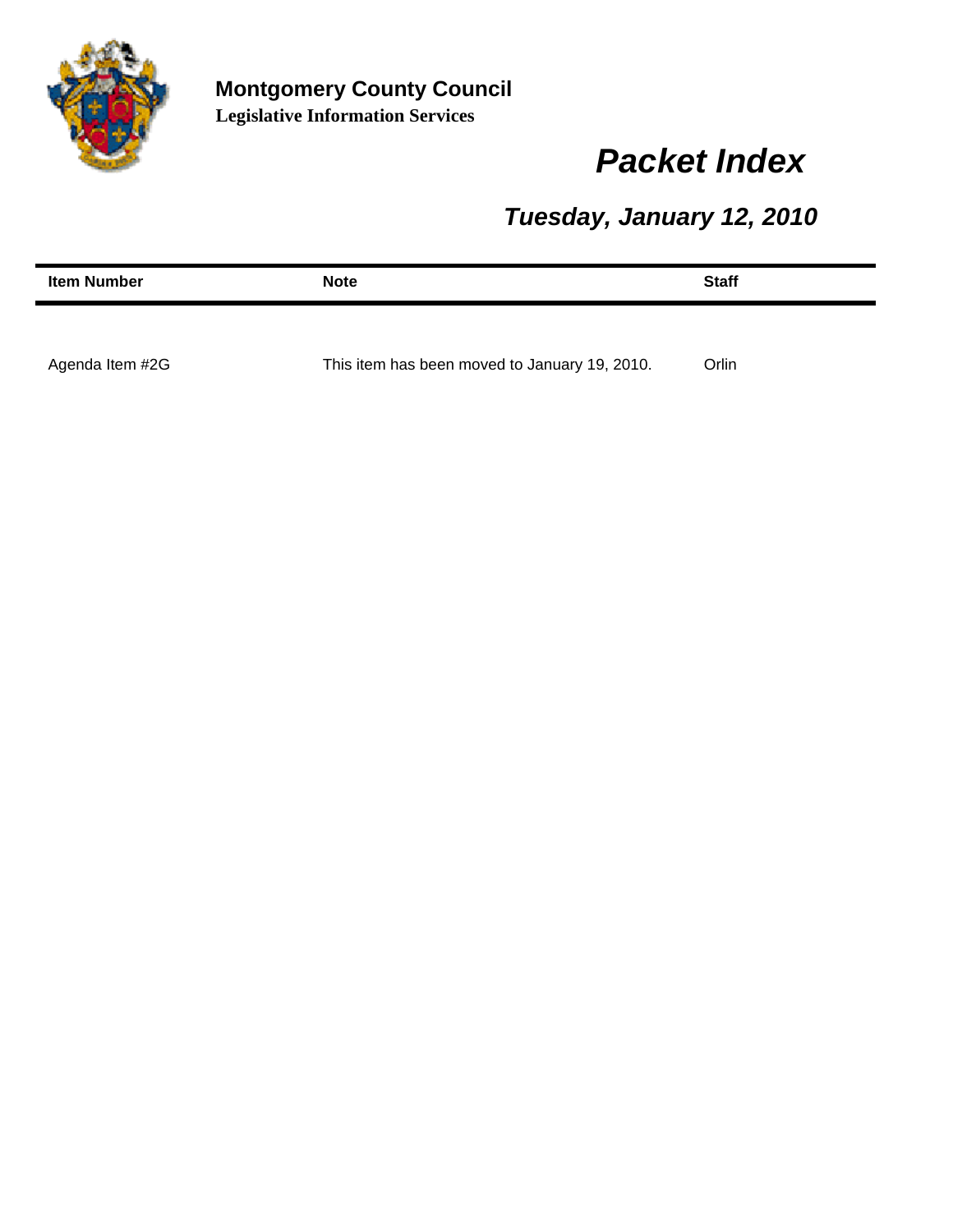**Montgomery County Council**
**Legislative Information Services**

# *Packet Index*

## *Tuesday, January 12, 2010*

| Item Number | Note | Staff |
|---|---|---|
| Agenda Item #2G | This item has been moved to January 19, 2010. | Orlin |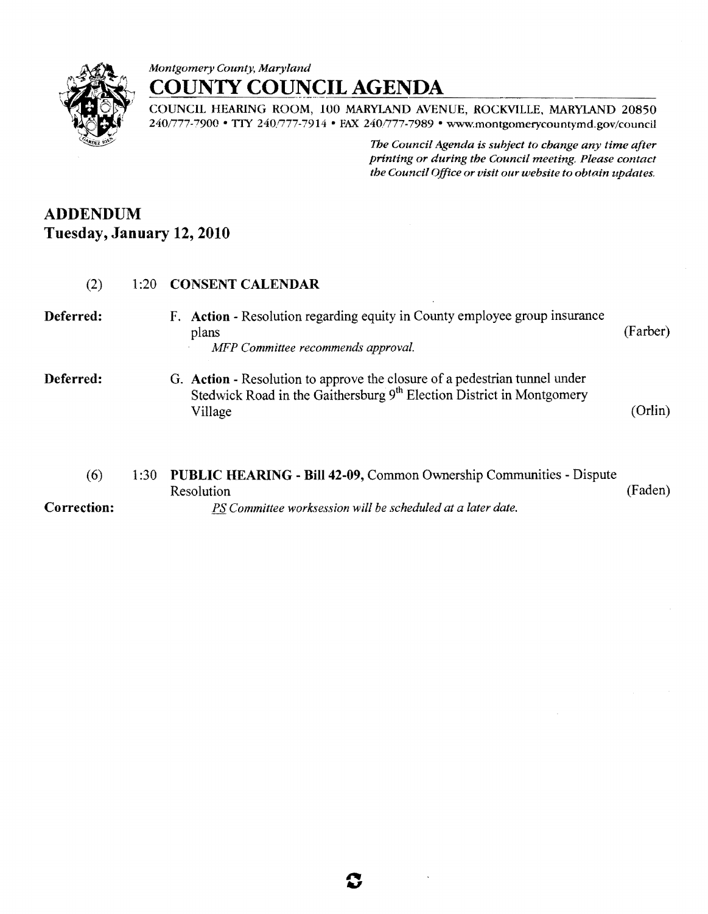*Montgomery County, Maryland*

# COUNTY COUNCIL AGENDA

COUNCIL HEARING ROOM, 100 MARYLAND AVENUE, ROCKVILLE, MARYLAND 20850
240/777-7900 • TTY 240/777-7914 • FAX 240/777-7989 • www.montgomerycountymd.gov/council

*The Council Agenda is subject to change any time after printing or during the Council meeting. Please contact the Council Office or visit our website to obtain updates.*

## ADDENDUM
## Tuesday, January 12, 2010

(2) 1:20 **CONSENT CALENDAR**

**Deferred:** F. **Action** - Resolution regarding equity in County employee group insurance plans (Farber)
*MFP Committee recommends approval.*

**Deferred:** G. **Action** - Resolution to approve the closure of a pedestrian tunnel under Stedwick Road in the Gaithersburg 9th Election District in Montgomery Village (Orlin)

(6) 1:30 **PUBLIC HEARING - Bill 42-09,** Common Ownership Communities - Dispute Resolution (Faden)

**Correction:** *PS Committee worksession will be scheduled at a later date.*